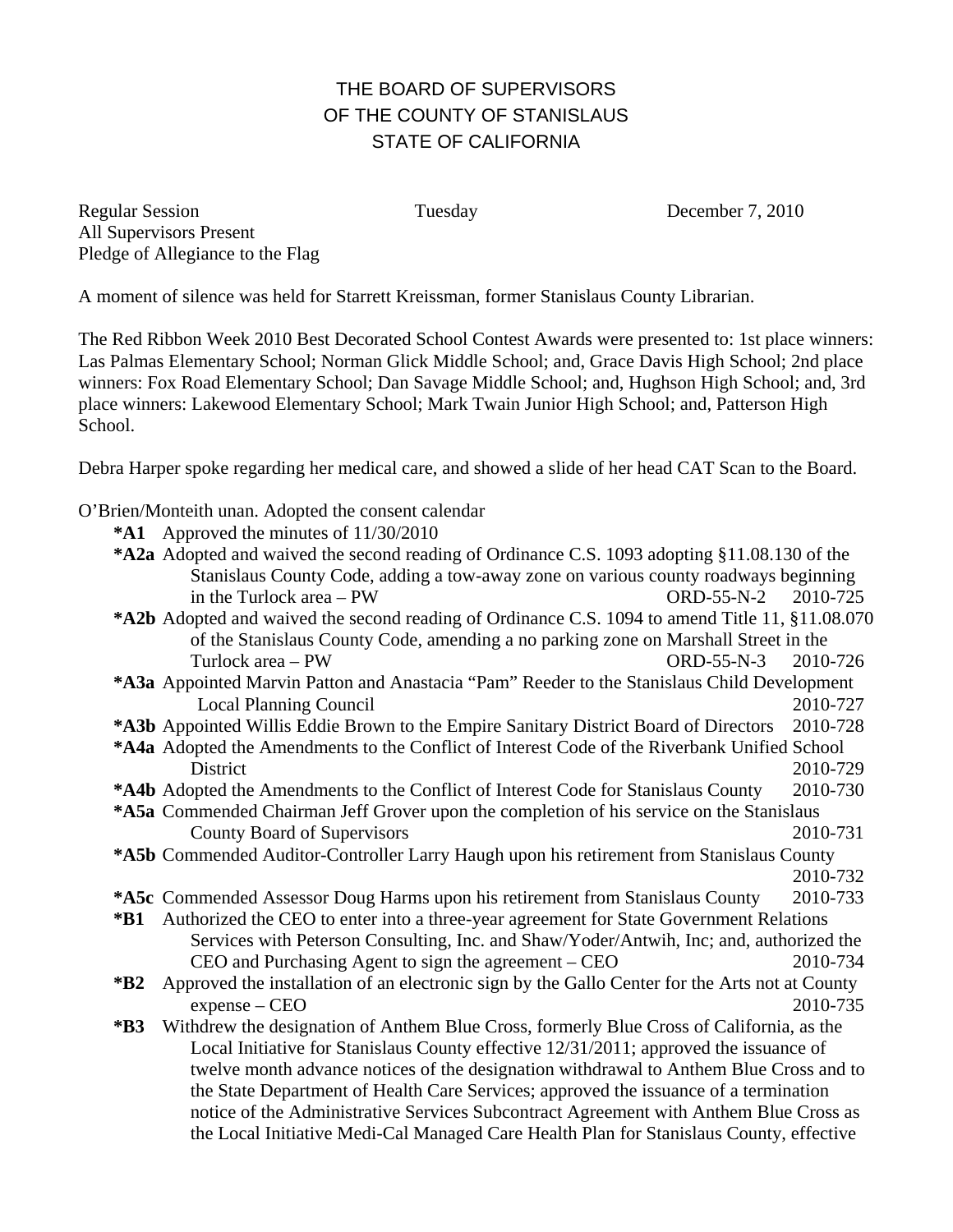# THE BOARD OF SUPERVISORS
# OF THE COUNTY OF STANISLAUS
# STATE OF CALIFORNIA

Regular Session Tuesday December 7, 2010
All Supervisors Present
Pledge of Allegiance to the Flag

A moment of silence was held for Starrett Kreissman, former Stanislaus County Librarian.

The Red Ribbon Week 2010 Best Decorated School Contest Awards were presented to: 1st place winners: Las Palmas Elementary School; Norman Glick Middle School; and, Grace Davis High School; 2nd place winners: Fox Road Elementary School; Dan Savage Middle School; and, Hughson High School; and, 3rd place winners: Lakewood Elementary School; Mark Twain Junior High School; and, Patterson High School.

Debra Harper spoke regarding her medical care, and showed a slide of her head CAT Scan to the Board.

O'Brien/Monteith unan. Adopted the consent calendar

- ***A1** Approved the minutes of 11/30/2010
- ***A2a** Adopted and waived the second reading of Ordinance C.S. 1093 adopting §11.08.130 of the Stanislaus County Code, adding a tow-away zone on various county roadways beginning in the Turlock area – PW ORD-55-N-2 2010-725
- ***A2b** Adopted and waived the second reading of Ordinance C.S. 1094 to amend Title 11, §11.08.070 of the Stanislaus County Code, amending a no parking zone on Marshall Street in the Turlock area – PW ORD-55-N-3 2010-726
- ***A3a** Appointed Marvin Patton and Anastacia "Pam" Reeder to the Stanislaus Child Development Local Planning Council 2010-727
- ***A3b** Appointed Willis Eddie Brown to the Empire Sanitary District Board of Directors 2010-728
- ***A4a** Adopted the Amendments to the Conflict of Interest Code of the Riverbank Unified School District 2010-729
- ***A4b** Adopted the Amendments to the Conflict of Interest Code for Stanislaus County 2010-730
- ***A5a** Commended Chairman Jeff Grover upon the completion of his service on the Stanislaus County Board of Supervisors 2010-731
- ***A5b** Commended Auditor-Controller Larry Haugh upon his retirement from Stanislaus County 2010-732
- ***A5c** Commended Assessor Doug Harms upon his retirement from Stanislaus County 2010-733
- ***B1** Authorized the CEO to enter into a three-year agreement for State Government Relations Services with Peterson Consulting, Inc. and Shaw/Yoder/Antwih, Inc; and, authorized the CEO and Purchasing Agent to sign the agreement – CEO 2010-734
- ***B2** Approved the installation of an electronic sign by the Gallo Center for the Arts not at County expense – CEO 2010-735
- ***B3** Withdrew the designation of Anthem Blue Cross, formerly Blue Cross of California, as the Local Initiative for Stanislaus County effective 12/31/2011; approved the issuance of twelve month advance notices of the designation withdrawal to Anthem Blue Cross and to the State Department of Health Care Services; approved the issuance of a termination notice of the Administrative Services Subcontract Agreement with Anthem Blue Cross as the Local Initiative Medi-Cal Managed Care Health Plan for Stanislaus County, effective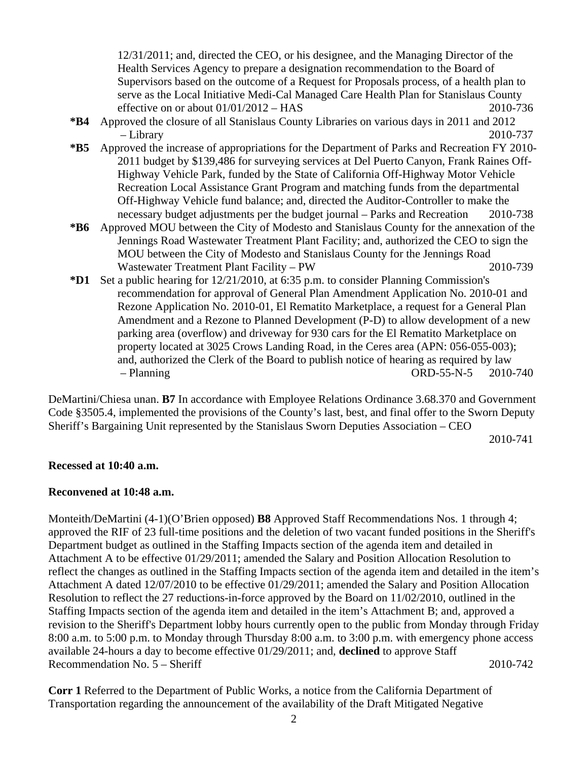12/31/2011; and, directed the CEO, or his designee, and the Managing Director of the Health Services Agency to prepare a designation recommendation to the Board of Supervisors based on the outcome of a Request for Proposals process, of a health plan to serve as the Local Initiative Medi-Cal Managed Care Health Plan for Stanislaus County effective on or about 01/01/2012 – HAS 2010-736

**\*B4** Approved the closure of all Stanislaus County Libraries on various days in 2011 and 2012 – Library 2010-737

**\*B5** Approved the increase of appropriations for the Department of Parks and Recreation FY 2010-2011 budget by $139,486 for surveying services at Del Puerto Canyon, Frank Raines Off-Highway Vehicle Park, funded by the State of California Off-Highway Motor Vehicle Recreation Local Assistance Grant Program and matching funds from the departmental Off-Highway Vehicle fund balance; and, directed the Auditor-Controller to make the necessary budget adjustments per the budget journal – Parks and Recreation 2010-738

**\*B6** Approved MOU between the City of Modesto and Stanislaus County for the annexation of the Jennings Road Wastewater Treatment Plant Facility; and, authorized the CEO to sign the MOU between the City of Modesto and Stanislaus County for the Jennings Road Wastewater Treatment Plant Facility – PW 2010-739

**\*D1** Set a public hearing for 12/21/2010, at 6:35 p.m. to consider Planning Commission's recommendation for approval of General Plan Amendment Application No. 2010-01 and Rezone Application No. 2010-01, El Rematito Marketplace, a request for a General Plan Amendment and a Rezone to Planned Development (P-D) to allow development of a new parking area (overflow) and driveway for 930 cars for the El Rematito Marketplace on property located at 3025 Crows Landing Road, in the Ceres area (APN: 056-055-003); and, authorized the Clerk of the Board to publish notice of hearing as required by law – Planning ORD-55-N-5 2010-740

DeMartini/Chiesa unan. **B7** In accordance with Employee Relations Ordinance 3.68.370 and Government Code §3505.4, implemented the provisions of the County's last, best, and final offer to the Sworn Deputy Sheriff's Bargaining Unit represented by the Stanislaus Sworn Deputies Association – CEO 2010-741

**Recessed at 10:40 a.m.**

**Reconvened at 10:48 a.m.**

Monteith/DeMartini (4-1)(O'Brien opposed) **B8** Approved Staff Recommendations Nos. 1 through 4; approved the RIF of 23 full-time positions and the deletion of two vacant funded positions in the Sheriff's Department budget as outlined in the Staffing Impacts section of the agenda item and detailed in Attachment A to be effective 01/29/2011; amended the Salary and Position Allocation Resolution to reflect the changes as outlined in the Staffing Impacts section of the agenda item and detailed in the item's Attachment A dated 12/07/2010 to be effective 01/29/2011; amended the Salary and Position Allocation Resolution to reflect the 27 reductions-in-force approved by the Board on 11/02/2010, outlined in the Staffing Impacts section of the agenda item and detailed in the item's Attachment B; and, approved a revision to the Sheriff's Department lobby hours currently open to the public from Monday through Friday 8:00 a.m. to 5:00 p.m. to Monday through Thursday 8:00 a.m. to 3:00 p.m. with emergency phone access available 24-hours a day to become effective 01/29/2011; and, **declined** to approve Staff Recommendation No. 5 – Sheriff 2010-742

**Corr 1** Referred to the Department of Public Works, a notice from the California Department of Transportation regarding the announcement of the availability of the Draft Mitigated Negative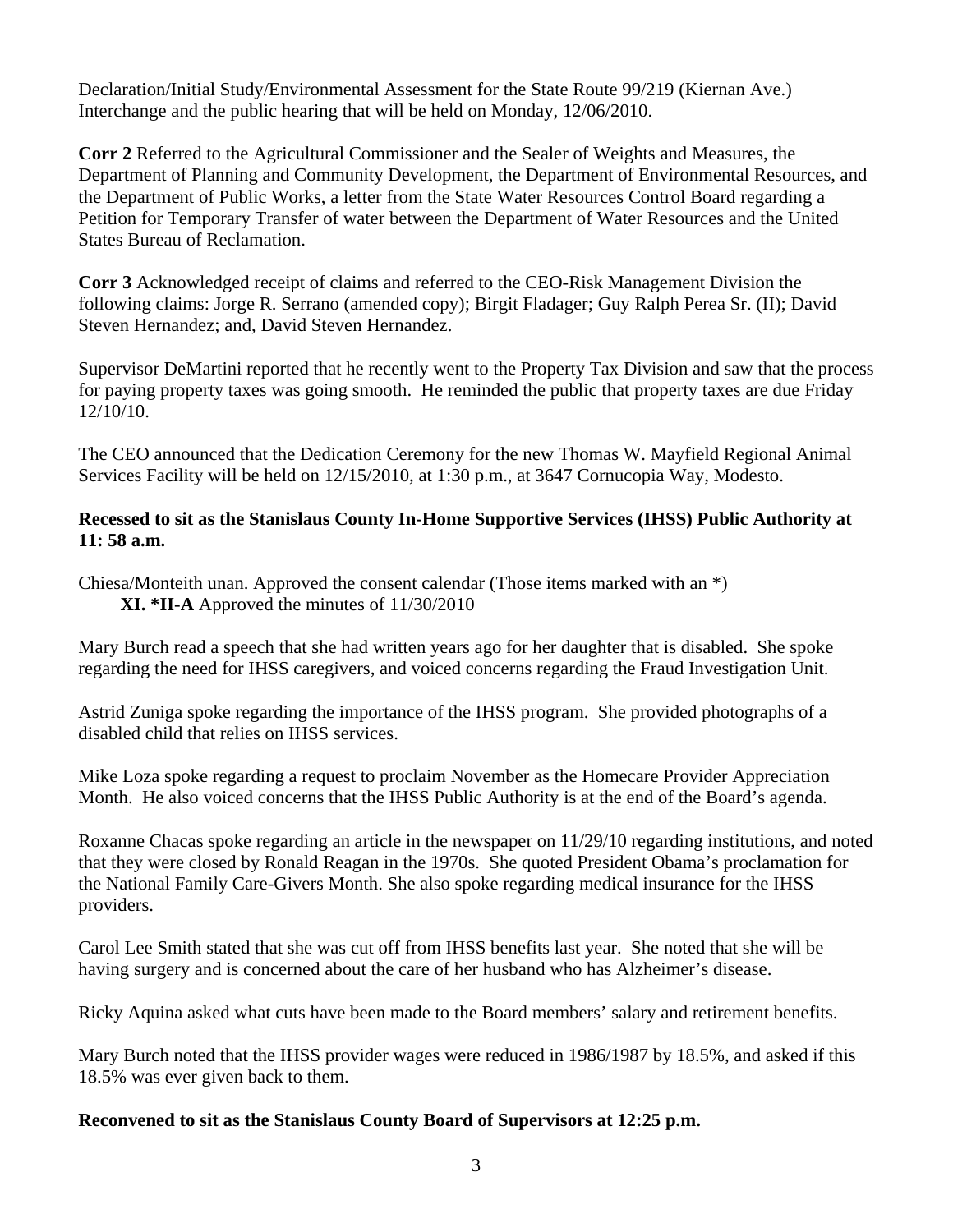Declaration/Initial Study/Environmental Assessment for the State Route 99/219 (Kiernan Ave.) Interchange and the public hearing that will be held on Monday, 12/06/2010.

**Corr 2** Referred to the Agricultural Commissioner and the Sealer of Weights and Measures, the Department of Planning and Community Development, the Department of Environmental Resources, and the Department of Public Works, a letter from the State Water Resources Control Board regarding a Petition for Temporary Transfer of water between the Department of Water Resources and the United States Bureau of Reclamation.

**Corr 3** Acknowledged receipt of claims and referred to the CEO-Risk Management Division the following claims: Jorge R. Serrano (amended copy); Birgit Fladager; Guy Ralph Perea Sr. (II); David Steven Hernandez; and, David Steven Hernandez.

Supervisor DeMartini reported that he recently went to the Property Tax Division and saw that the process for paying property taxes was going smooth. He reminded the public that property taxes are due Friday 12/10/10.

The CEO announced that the Dedication Ceremony for the new Thomas W. Mayfield Regional Animal Services Facility will be held on 12/15/2010, at 1:30 p.m., at 3647 Cornucopia Way, Modesto.

**Recessed to sit as the Stanislaus County In-Home Supportive Services (IHSS) Public Authority at 11: 58 a.m.**

Chiesa/Monteith unan. Approved the consent calendar (Those items marked with an *)
**XI. *II-A** Approved the minutes of 11/30/2010

Mary Burch read a speech that she had written years ago for her daughter that is disabled. She spoke regarding the need for IHSS caregivers, and voiced concerns regarding the Fraud Investigation Unit.

Astrid Zuniga spoke regarding the importance of the IHSS program. She provided photographs of a disabled child that relies on IHSS services.

Mike Loza spoke regarding a request to proclaim November as the Homecare Provider Appreciation Month. He also voiced concerns that the IHSS Public Authority is at the end of the Board's agenda.

Roxanne Chacas spoke regarding an article in the newspaper on 11/29/10 regarding institutions, and noted that they were closed by Ronald Reagan in the 1970s. She quoted President Obama's proclamation for the National Family Care-Givers Month. She also spoke regarding medical insurance for the IHSS providers.

Carol Lee Smith stated that she was cut off from IHSS benefits last year. She noted that she will be having surgery and is concerned about the care of her husband who has Alzheimer's disease.

Ricky Aquina asked what cuts have been made to the Board members' salary and retirement benefits.

Mary Burch noted that the IHSS provider wages were reduced in 1986/1987 by 18.5%, and asked if this 18.5% was ever given back to them.

**Reconvened to sit as the Stanislaus County Board of Supervisors at 12:25 p.m.**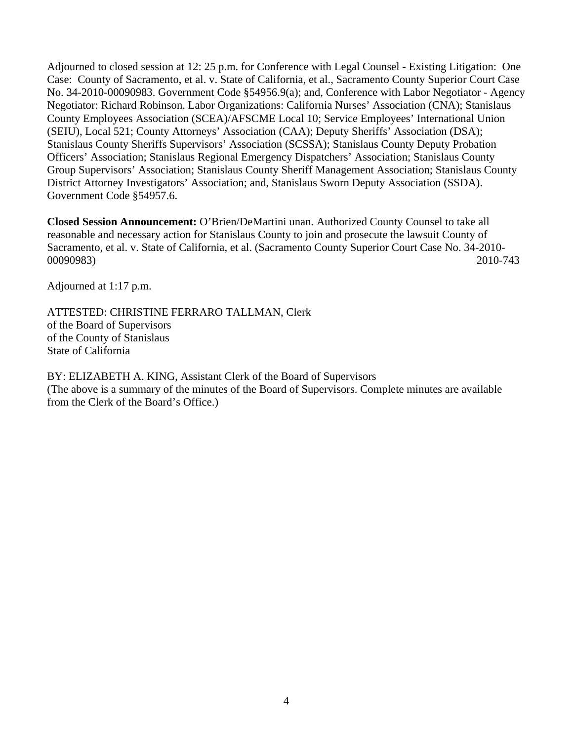Adjourned to closed session at 12: 25 p.m. for Conference with Legal Counsel - Existing Litigation: One Case: County of Sacramento, et al. v. State of California, et al., Sacramento County Superior Court Case No. 34-2010-00090983. Government Code §54956.9(a); and, Conference with Labor Negotiator - Agency Negotiator: Richard Robinson. Labor Organizations: California Nurses' Association (CNA); Stanislaus County Employees Association (SCEA)/AFSCME Local 10; Service Employees' International Union (SEIU), Local 521; County Attorneys' Association (CAA); Deputy Sheriffs' Association (DSA); Stanislaus County Sheriffs Supervisors' Association (SCSSA); Stanislaus County Deputy Probation Officers' Association; Stanislaus Regional Emergency Dispatchers' Association; Stanislaus County Group Supervisors' Association; Stanislaus County Sheriff Management Association; Stanislaus County District Attorney Investigators' Association; and, Stanislaus Sworn Deputy Association (SSDA). Government Code §54957.6.

**Closed Session Announcement:** O'Brien/DeMartini unan. Authorized County Counsel to take all reasonable and necessary action for Stanislaus County to join and prosecute the lawsuit County of Sacramento, et al. v. State of California, et al. (Sacramento County Superior Court Case No. 34-2010-00090983) 2010-743

Adjourned at 1:17 p.m.

ATTESTED: CHRISTINE FERRARO TALLMAN, Clerk
of the Board of Supervisors
of the County of Stanislaus
State of California

BY: ELIZABETH A. KING, Assistant Clerk of the Board of Supervisors
(The above is a summary of the minutes of the Board of Supervisors. Complete minutes are available from the Clerk of the Board's Office.)